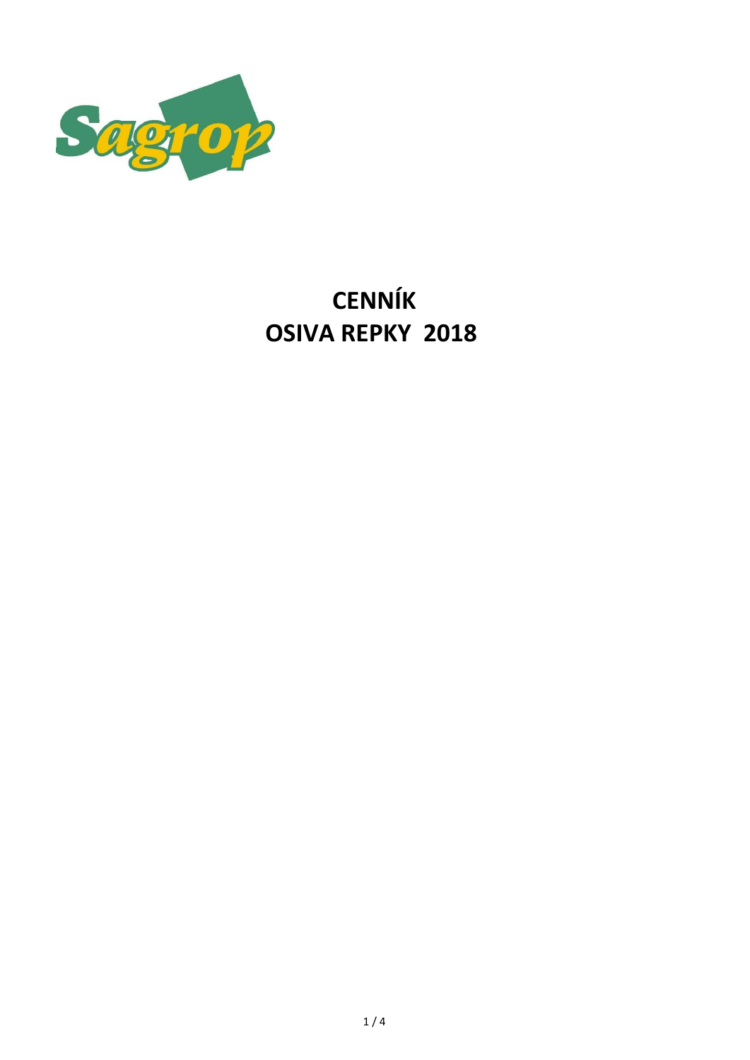Sagrop

# CENNÍK
# OSIVA REPKY 2018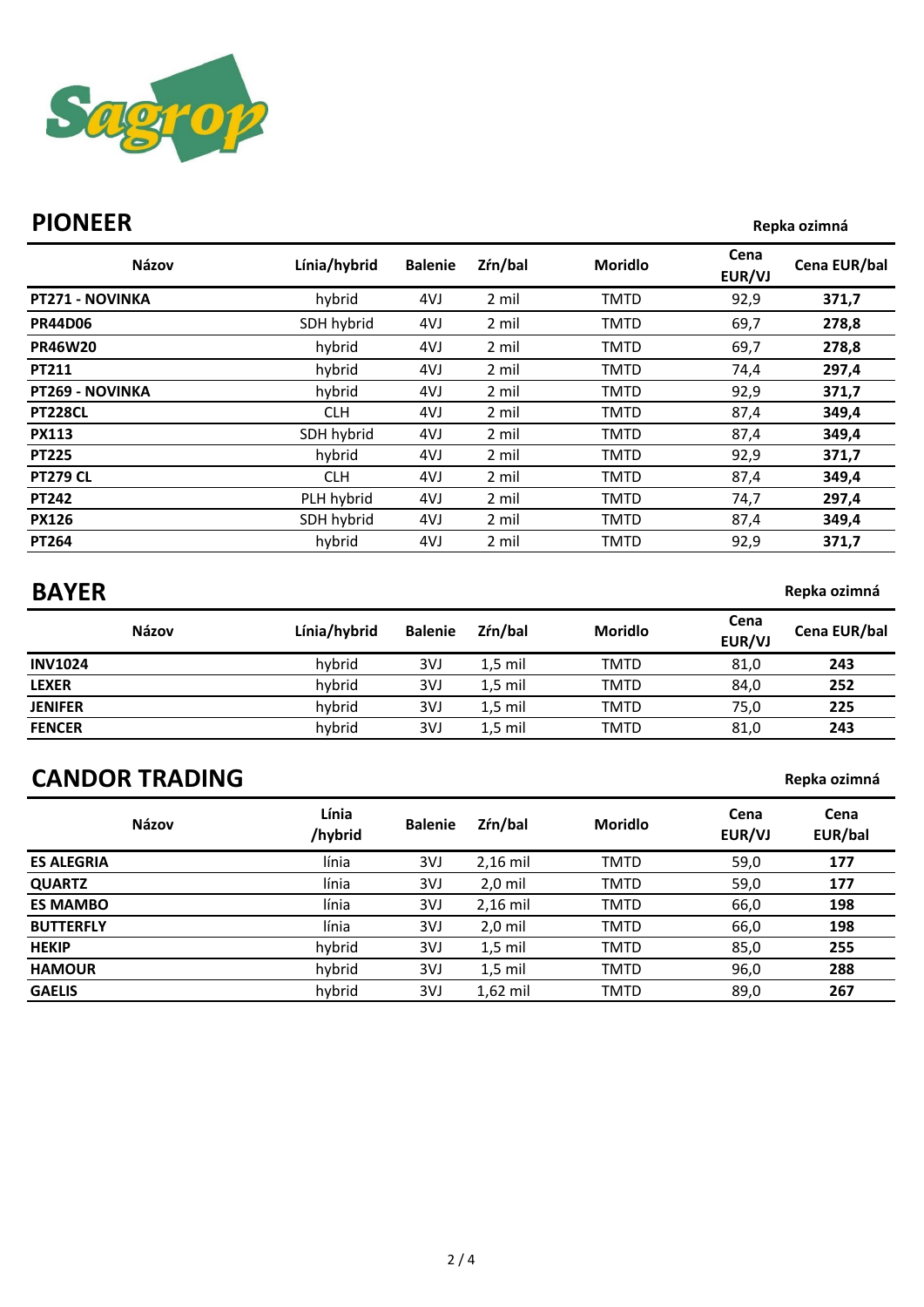Sagrop

## PIONEER

**Repka ozimná**

| Názov | Línia/hybrid | Balenie | Zŕn/bal | Moridlo | Cena EUR/VJ | Cena EUR/bal |
|---|---|---|---|---|---|---|
| **PT271 - NOVINKA** | hybrid | 4VJ | 2 mil | TMTD | 92,9 | **371,7** |
| **PR44D06** | SDH hybrid | 4VJ | 2 mil | TMTD | 69,7 | **278,8** |
| **PR46W20** | hybrid | 4VJ | 2 mil | TMTD | 69,7 | **278,8** |
| **PT211** | hybrid | 4VJ | 2 mil | TMTD | 74,4 | **297,4** |
| **PT269 - NOVINKA** | hybrid | 4VJ | 2 mil | TMTD | 92,9 | **371,7** |
| **PT228CL** | CLH | 4VJ | 2 mil | TMTD | 87,4 | **349,4** |
| **PX113** | SDH hybrid | 4VJ | 2 mil | TMTD | 87,4 | **349,4** |
| **PT225** | hybrid | 4VJ | 2 mil | TMTD | 92,9 | **371,7** |
| **PT279 CL** | CLH | 4VJ | 2 mil | TMTD | 87,4 | **349,4** |
| **PT242** | PLH hybrid | 4VJ | 2 mil | TMTD | 74,7 | **297,4** |
| **PX126** | SDH hybrid | 4VJ | 2 mil | TMTD | 87,4 | **349,4** |
| **PT264** | hybrid | 4VJ | 2 mil | TMTD | 92,9 | **371,7** |

## BAYER

**Repka ozimná**

| Názov | Línia/hybrid | Balenie | Zŕn/bal | Moridlo | Cena EUR/VJ | Cena EUR/bal |
|---|---|---|---|---|---|---|
| **INV1024** | hybrid | 3VJ | 1,5 mil | TMTD | 81,0 | **243** |
| **LEXER** | hybrid | 3VJ | 1,5 mil | TMTD | 84,0 | **252** |
| **JENIFER** | hybrid | 3VJ | 1,5 mil | TMTD | 75,0 | **225** |
| **FENCER** | hybrid | 3VJ | 1,5 mil | TMTD | 81,0 | **243** |

## CANDOR TRADING

**Repka ozimná**

| Názov | Línia /hybrid | Balenie | Zŕn/bal | Moridlo | Cena EUR/VJ | Cena EUR/bal |
|---|---|---|---|---|---|---|
| **ES ALEGRIA** | línia | 3VJ | 2,16 mil | TMTD | 59,0 | **177** |
| **QUARTZ** | línia | 3VJ | 2,0 mil | TMTD | 59,0 | **177** |
| **ES MAMBO** | línia | 3VJ | 2,16 mil | TMTD | 66,0 | **198** |
| **BUTTERFLY** | línia | 3VJ | 2,0 mil | TMTD | 66,0 | **198** |
| **HEKIP** | hybrid | 3VJ | 1,5 mil | TMTD | 85,0 | **255** |
| **HAMOUR** | hybrid | 3VJ | 1,5 mil | TMTD | 96,0 | **288** |
| **GAELIS** | hybrid | 3VJ | 1,62 mil | TMTD | 89,0 | **267** |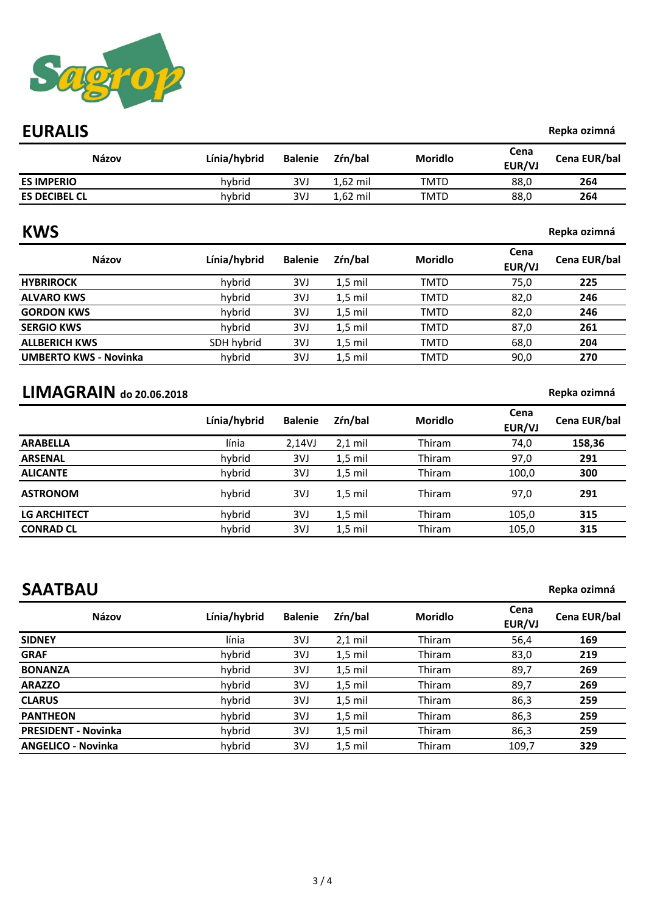Sagrop

## EURALIS

**Repka ozimná**

| Názov | Línia/hybrid | Balenie | Zŕn/bal | Moridlo | Cena EUR/VJ | Cena EUR/bal |
|---|---|---|---|---|---|---|
| **ES IMPERIO** | hybrid | 3VJ | 1,62 mil | TMTD | 88,0 | **264** |
| **ES DECIBEL CL** | hybrid | 3VJ | 1,62 mil | TMTD | 88,0 | **264** |

## KWS

**Repka ozimná**

| Názov | Línia/hybrid | Balenie | Zŕn/bal | Moridlo | Cena EUR/VJ | Cena EUR/bal |
|---|---|---|---|---|---|---|
| **HYBRIROCK** | hybrid | 3VJ | 1,5 mil | TMTD | 75,0 | **225** |
| **ALVARO KWS** | hybrid | 3VJ | 1,5 mil | TMTD | 82,0 | **246** |
| **GORDON KWS** | hybrid | 3VJ | 1,5 mil | TMTD | 82,0 | **246** |
| **SERGIO KWS** | hybrid | 3VJ | 1,5 mil | TMTD | 87,0 | **261** |
| **ALLBERICH KWS** | SDH hybrid | 3VJ | 1,5 mil | TMTD | 68,0 | **204** |
| **UMBERTO KWS - Novinka** | hybrid | 3VJ | 1,5 mil | TMTD | 90,0 | **270** |

## LIMAGRAIN do 20.06.2018

**Repka ozimná**

| | Línia/hybrid | Balenie | Zŕn/bal | Moridlo | Cena EUR/VJ | Cena EUR/bal |
|---|---|---|---|---|---|---|
| **ARABELLA** | línia | 2,14VJ | 2,1 mil | Thiram | 74,0 | **158,36** |
| **ARSENAL** | hybrid | 3VJ | 1,5 mil | Thiram | 97,0 | **291** |
| **ALICANTE** | hybrid | 3VJ | 1,5 mil | Thiram | 100,0 | **300** |
| **ASTRONOM** | hybrid | 3VJ | 1,5 mil | Thiram | 97,0 | **291** |
| **LG ARCHITECT** | hybrid | 3VJ | 1,5 mil | Thiram | 105,0 | **315** |
| **CONRAD CL** | hybrid | 3VJ | 1,5 mil | Thiram | 105,0 | **315** |

## SAATBAU

**Repka ozimná**

| Názov | Línia/hybrid | Balenie | Zŕn/bal | Moridlo | Cena EUR/VJ | Cena EUR/bal |
|---|---|---|---|---|---|---|
| **SIDNEY** | línia | 3VJ | 2,1 mil | Thiram | 56,4 | **169** |
| **GRAF** | hybrid | 3VJ | 1,5 mil | Thiram | 83,0 | **219** |
| **BONANZA** | hybrid | 3VJ | 1,5 mil | Thiram | 89,7 | **269** |
| **ARAZZO** | hybrid | 3VJ | 1,5 mil | Thiram | 89,7 | **269** |
| **CLARUS** | hybrid | 3VJ | 1,5 mil | Thiram | 86,3 | **259** |
| **PANTHEON** | hybrid | 3VJ | 1,5 mil | Thiram | 86,3 | **259** |
| **PRESIDENT - Novinka** | hybrid | 3VJ | 1,5 mil | Thiram | 86,3 | **259** |
| **ANGELICO - Novinka** | hybrid | 3VJ | 1,5 mil | Thiram | 109,7 | **329** |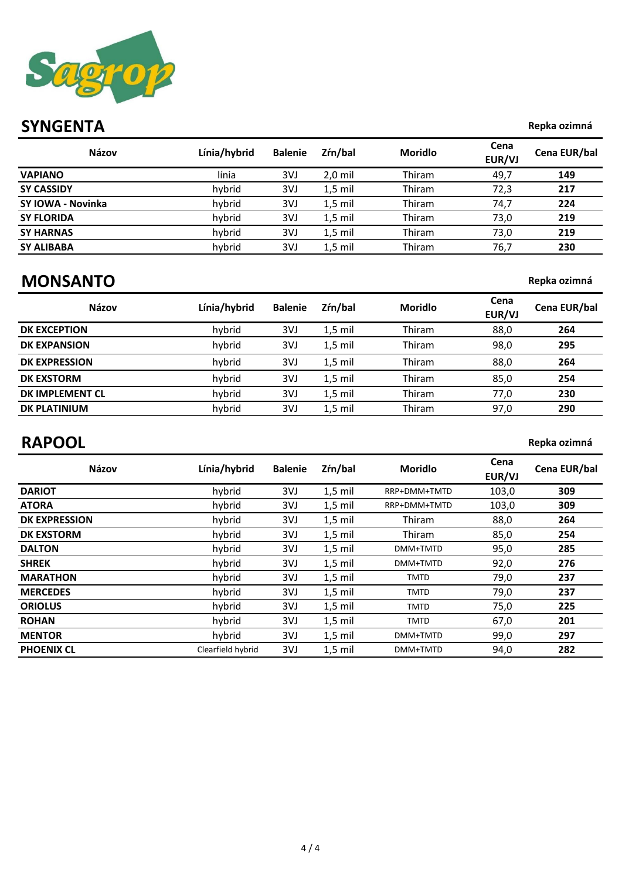## SYNGENTA

**Repka ozimná**

| Názov | Línia/hybrid | Balenie | Zŕn/bal | Moridlo | Cena EUR/VJ | Cena EUR/bal |
|---|---|---|---|---|---|---|
| **VAPIANO** | línia | 3VJ | 2,0 mil | Thiram | 49,7 | **149** |
| **SY CASSIDY** | hybrid | 3VJ | 1,5 mil | Thiram | 72,3 | **217** |
| **SY IOWA - Novinka** | hybrid | 3VJ | 1,5 mil | Thiram | 74,7 | **224** |
| **SY FLORIDA** | hybrid | 3VJ | 1,5 mil | Thiram | 73,0 | **219** |
| **SY HARNAS** | hybrid | 3VJ | 1,5 mil | Thiram | 73,0 | **219** |
| **SY ALIBABA** | hybrid | 3VJ | 1,5 mil | Thiram | 76,7 | **230** |

## MONSANTO

**Repka ozimná**

| Názov | Línia/hybrid | Balenie | Zŕn/bal | Moridlo | Cena EUR/VJ | Cena EUR/bal |
|---|---|---|---|---|---|---|
| **DK EXCEPTION** | hybrid | 3VJ | 1,5 mil | Thiram | 88,0 | **264** |
| **DK EXPANSION** | hybrid | 3VJ | 1,5 mil | Thiram | 98,0 | **295** |
| **DK EXPRESSION** | hybrid | 3VJ | 1,5 mil | Thiram | 88,0 | **264** |
| **DK EXSTORM** | hybrid | 3VJ | 1,5 mil | Thiram | 85,0 | **254** |
| **DK IMPLEMENT CL** | hybrid | 3VJ | 1,5 mil | Thiram | 77,0 | **230** |
| **DK PLATINIUM** | hybrid | 3VJ | 1,5 mil | Thiram | 97,0 | **290** |

## RAPOOL

**Repka ozimná**

| Názov | Línia/hybrid | Balenie | Zŕn/bal | Moridlo | Cena EUR/VJ | Cena EUR/bal |
|---|---|---|---|---|---|---|
| **DARIOT** | hybrid | 3VJ | 1,5 mil | RRP+DMM+TMTD | 103,0 | **309** |
| **ATORA** | hybrid | 3VJ | 1,5 mil | RRP+DMM+TMTD | 103,0 | **309** |
| **DK EXPRESSION** | hybrid | 3VJ | 1,5 mil | Thiram | 88,0 | **264** |
| **DK EXSTORM** | hybrid | 3VJ | 1,5 mil | Thiram | 85,0 | **254** |
| **DALTON** | hybrid | 3VJ | 1,5 mil | DMM+TMTD | 95,0 | **285** |
| **SHREK** | hybrid | 3VJ | 1,5 mil | DMM+TMTD | 92,0 | **276** |
| **MARATHON** | hybrid | 3VJ | 1,5 mil | TMTD | 79,0 | **237** |
| **MERCEDES** | hybrid | 3VJ | 1,5 mil | TMTD | 79,0 | **237** |
| **ORIOLUS** | hybrid | 3VJ | 1,5 mil | TMTD | 75,0 | **225** |
| **ROHAN** | hybrid | 3VJ | 1,5 mil | TMTD | 67,0 | **201** |
| **MENTOR** | hybrid | 3VJ | 1,5 mil | DMM+TMTD | 99,0 | **297** |
| **PHOENIX CL** | Clearfield hybrid | 3VJ | 1,5 mil | DMM+TMTD | 94,0 | **282** |